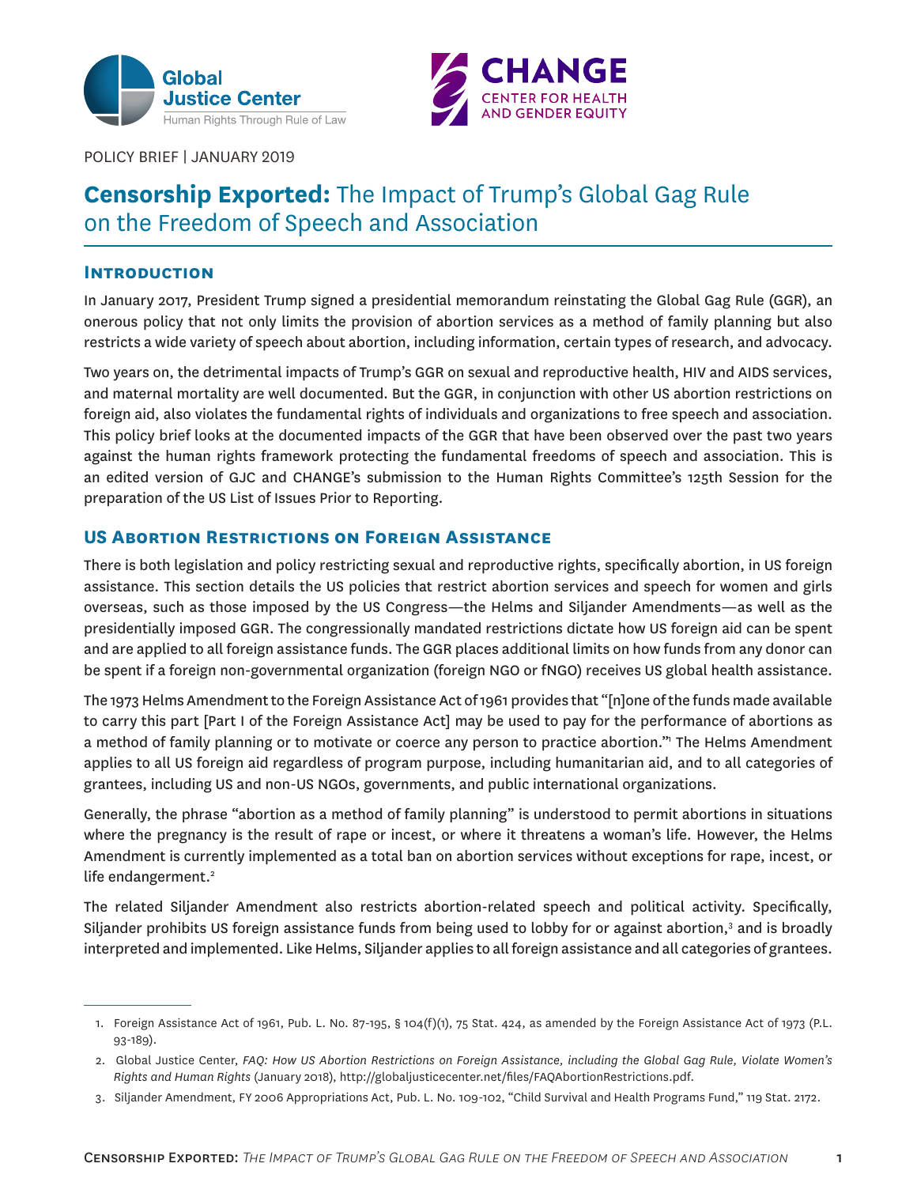Global Justice Center
Human Rights Through Rule of Law

CHANGE
CENTER FOR HEALTH AND GENDER EQUITY

POLICY BRIEF | JANUARY 2019

# **Censorship Exported:** The Impact of Trump's Global Gag Rule on the Freedom of Speech and Association

## Introduction

In January 2017, President Trump signed a presidential memorandum reinstating the Global Gag Rule (GGR), an onerous policy that not only limits the provision of abortion services as a method of family planning but also restricts a wide variety of speech about abortion, including information, certain types of research, and advocacy.

Two years on, the detrimental impacts of Trump's GGR on sexual and reproductive health, HIV and AIDS services, and maternal mortality are well documented. But the GGR, in conjunction with other US abortion restrictions on foreign aid, also violates the fundamental rights of individuals and organizations to free speech and association. This policy brief looks at the documented impacts of the GGR that have been observed over the past two years against the human rights framework protecting the fundamental freedoms of speech and association. This is an edited version of GJC and CHANGE's submission to the Human Rights Committee's 125th Session for the preparation of the US List of Issues Prior to Reporting.

## US Abortion Restrictions on Foreign Assistance

There is both legislation and policy restricting sexual and reproductive rights, specifically abortion, in US foreign assistance. This section details the US policies that restrict abortion services and speech for women and girls overseas, such as those imposed by the US Congress—the Helms and Siljander Amendments—as well as the presidentially imposed GGR. The congressionally mandated restrictions dictate how US foreign aid can be spent and are applied to all foreign assistance funds. The GGR places additional limits on how funds from any donor can be spent if a foreign non-governmental organization (foreign NGO or fNGO) receives US global health assistance.

The 1973 Helms Amendment to the Foreign Assistance Act of 1961 provides that "[n]one of the funds made available to carry this part [Part I of the Foreign Assistance Act] may be used to pay for the performance of abortions as a method of family planning or to motivate or coerce any person to practice abortion."[1] The Helms Amendment applies to all US foreign aid regardless of program purpose, including humanitarian aid, and to all categories of grantees, including US and non-US NGOs, governments, and public international organizations.

Generally, the phrase "abortion as a method of family planning" is understood to permit abortions in situations where the pregnancy is the result of rape or incest, or where it threatens a woman's life. However, the Helms Amendment is currently implemented as a total ban on abortion services without exceptions for rape, incest, or life endangerment.[2]

The related Siljander Amendment also restricts abortion-related speech and political activity. Specifically, Siljander prohibits US foreign assistance funds from being used to lobby for or against abortion,[3] and is broadly interpreted and implemented. Like Helms, Siljander applies to all foreign assistance and all categories of grantees.

---

1. Foreign Assistance Act of 1961, Pub. L. No. 87-195, § 104(f)(1), 75 Stat. 424, as amended by the Foreign Assistance Act of 1973 (P.L. 93-189).
2. Global Justice Center, *FAQ: How US Abortion Restrictions on Foreign Assistance, including the Global Gag Rule, Violate Women's Rights and Human Rights* (January 2018), http://globaljusticecenter.net/files/FAQAbortionRestrictions.pdf.
3. Siljander Amendment, FY 2006 Appropriations Act, Pub. L. No. 109-102, "Child Survival and Health Programs Fund," 119 Stat. 2172.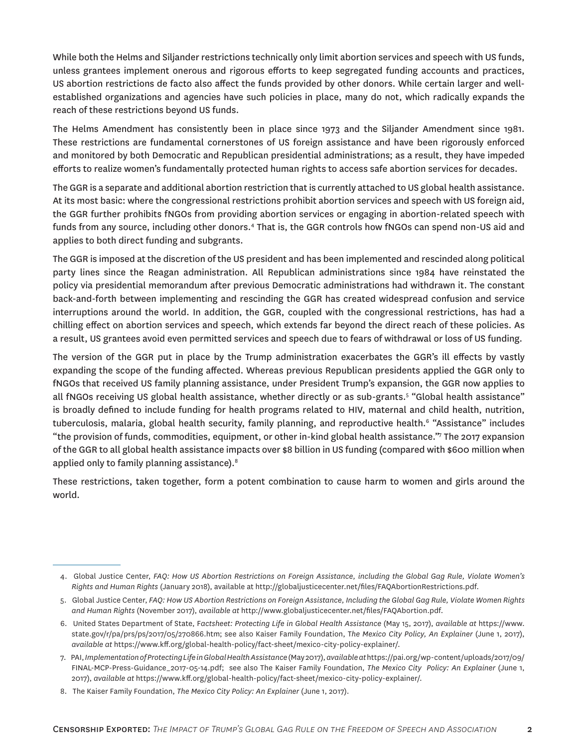While both the Helms and Siljander restrictions technically only limit abortion services and speech with US funds, unless grantees implement onerous and rigorous efforts to keep segregated funding accounts and practices, US abortion restrictions de facto also affect the funds provided by other donors. While certain larger and well-established organizations and agencies have such policies in place, many do not, which radically expands the reach of these restrictions beyond US funds.

The Helms Amendment has consistently been in place since 1973 and the Siljander Amendment since 1981. These restrictions are fundamental cornerstones of US foreign assistance and have been rigorously enforced and monitored by both Democratic and Republican presidential administrations; as a result, they have impeded efforts to realize women's fundamentally protected human rights to access safe abortion services for decades.

The GGR is a separate and additional abortion restriction that is currently attached to US global health assistance. At its most basic: where the congressional restrictions prohibit abortion services and speech with US foreign aid, the GGR further prohibits fNGOs from providing abortion services or engaging in abortion-related speech with funds from any source, including other donors.[4] That is, the GGR controls how fNGOs can spend non-US aid and applies to both direct funding and subgrants.

The GGR is imposed at the discretion of the US president and has been implemented and rescinded along political party lines since the Reagan administration. All Republican administrations since 1984 have reinstated the policy via presidential memorandum after previous Democratic administrations had withdrawn it. The constant back-and-forth between implementing and rescinding the GGR has created widespread confusion and service interruptions around the world. In addition, the GGR, coupled with the congressional restrictions, has had a chilling effect on abortion services and speech, which extends far beyond the direct reach of these policies. As a result, US grantees avoid even permitted services and speech due to fears of withdrawal or loss of US funding.

The version of the GGR put in place by the Trump administration exacerbates the GGR's ill effects by vastly expanding the scope of the funding affected. Whereas previous Republican presidents applied the GGR only to fNGOs that received US family planning assistance, under President Trump's expansion, the GGR now applies to all fNGOs receiving US global health assistance, whether directly or as sub-grants.[5] "Global health assistance" is broadly defined to include funding for health programs related to HIV, maternal and child health, nutrition, tuberculosis, malaria, global health security, family planning, and reproductive health.[6] "Assistance" includes "the provision of funds, commodities, equipment, or other in-kind global health assistance."[7] The 2017 expansion of the GGR to all global health assistance impacts over $8 billion in US funding (compared with $600 million when applied only to family planning assistance).[8]

These restrictions, taken together, form a potent combination to cause harm to women and girls around the world.

---

4. Global Justice Center, *FAQ: How US Abortion Restrictions on Foreign Assistance, including the Global Gag Rule, Violate Women's Rights and Human Rights* (January 2018), available at http://globaljusticecenter.net/files/FAQAbortionRestrictions.pdf.

5. Global Justice Center, *FAQ: How US Abortion Restrictions on Foreign Assistance, Including the Global Gag Rule, Violate Women Rights and Human Rights* (November 2017), *available at* http://www.globaljusticecenter.net/files/FAQAbortion.pdf.

6. United States Department of State, F*actsheet: Protecting Life in Global Health Assistance* (May 15, 2017), *available at* https://www.state.gov/r/pa/prs/ps/2017/05/270866.htm; see also Kaiser Family Foundation, *The Mexico City Policy, An Explainer* (June 1, 2017), *available at* https://www.kff.org/global-health-policy/fact-sheet/mexico-city-policy-explainer/.

7. PAI, *Implementation of Protecting Life in Global Health Assistance* (May 2017), *available at* https://pai.org/wp-content/uploads/2017/09/FINAL-MCP-Press-Guidance_2017-05-14.pdf; see also The Kaiser Family Foundation, *The Mexico City Policy: An Explainer* (June 1, 2017), *available at* https://www.kff.org/global-health-policy/fact-sheet/mexico-city-policy-explainer/.

8. The Kaiser Family Foundation, *The Mexico City Policy: An Explainer* (June 1, 2017).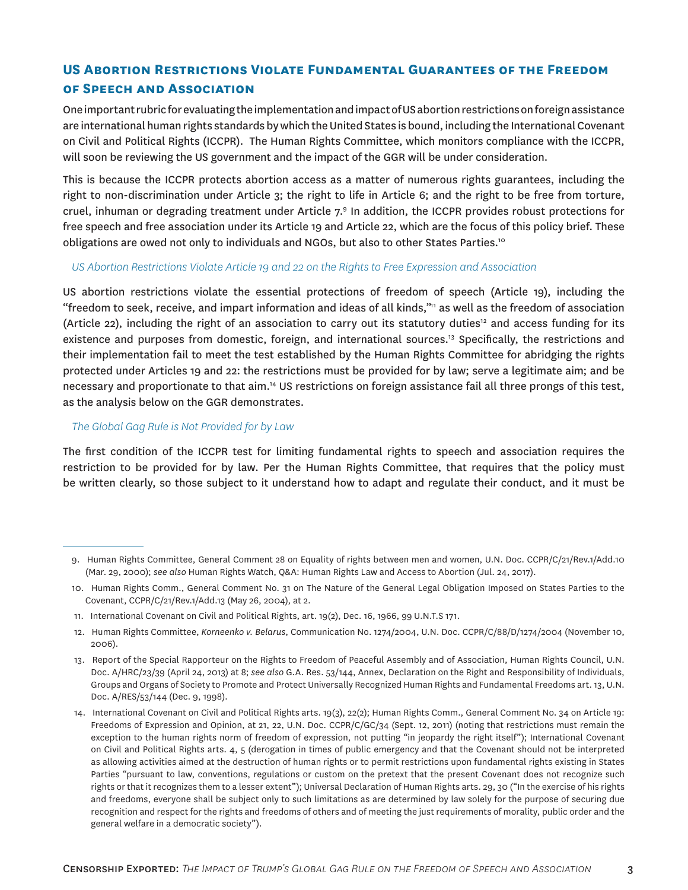## US Abortion Restrictions Violate Fundamental Guarantees of the Freedom of Speech and Association

One important rubric for evaluating the implementation and impact of US abortion restrictions on foreign assistance are international human rights standards by which the United States is bound, including the International Covenant on Civil and Political Rights (ICCPR). The Human Rights Committee, which monitors compliance with the ICCPR, will soon be reviewing the US government and the impact of the GGR will be under consideration.

This is because the ICCPR protects abortion access as a matter of numerous rights guarantees, including the right to non-discrimination under Article 3; the right to life in Article 6; and the right to be free from torture, cruel, inhuman or degrading treatment under Article 7.[9] In addition, the ICCPR provides robust protections for free speech and free association under its Article 19 and Article 22, which are the focus of this policy brief. These obligations are owed not only to individuals and NGOs, but also to other States Parties.[10]

### *US Abortion Restrictions Violate Article 19 and 22 on the Rights to Free Expression and Association*

US abortion restrictions violate the essential protections of freedom of speech (Article 19), including the "freedom to seek, receive, and impart information and ideas of all kinds,"[11] as well as the freedom of association (Article 22), including the right of an association to carry out its statutory duties[12] and access funding for its existence and purposes from domestic, foreign, and international sources.[13] Specifically, the restrictions and their implementation fail to meet the test established by the Human Rights Committee for abridging the rights protected under Articles 19 and 22: the restrictions must be provided for by law; serve a legitimate aim; and be necessary and proportionate to that aim.[14] US restrictions on foreign assistance fail all three prongs of this test, as the analysis below on the GGR demonstrates.

### *The Global Gag Rule is Not Provided for by Law*

The first condition of the ICCPR test for limiting fundamental rights to speech and association requires the restriction to be provided for by law. Per the Human Rights Committee, that requires that the policy must be written clearly, so those subject to it understand how to adapt and regulate their conduct, and it must be

---

9. Human Rights Committee, General Comment 28 on Equality of rights between men and women, U.N. Doc. CCPR/C/21/Rev.1/Add.10 (Mar. 29, 2000); *see also* Human Rights Watch, Q&A: Human Rights Law and Access to Abortion (Jul. 24, 2017).

10. Human Rights Comm., General Comment No. 31 on The Nature of the General Legal Obligation Imposed on States Parties to the Covenant, CCPR/C/21/Rev.1/Add.13 (May 26, 2004), at 2.

11. International Covenant on Civil and Political Rights, art. 19(2), Dec. 16, 1966, 99 U.N.T.S 171.

12. Human Rights Committee, *Korneenko v. Belarus*, Communication No. 1274/2004, U.N. Doc. CCPR/C/88/D/1274/2004 (November 10, 2006).

13. Report of the Special Rapporteur on the Rights to Freedom of Peaceful Assembly and of Association, Human Rights Council, U.N. Doc. A/HRC/23/39 (April 24, 2013) at 8; *see also* G.A. Res. 53/144, Annex, Declaration on the Right and Responsibility of Individuals, Groups and Organs of Society to Promote and Protect Universally Recognized Human Rights and Fundamental Freedoms art. 13, U.N. Doc. A/RES/53/144 (Dec. 9, 1998).

14. International Covenant on Civil and Political Rights arts. 19(3), 22(2); Human Rights Comm., General Comment No. 34 on Article 19: Freedoms of Expression and Opinion, at 21, 22, U.N. Doc. CCPR/C/GC/34 (Sept. 12, 2011) (noting that restrictions must remain the exception to the human rights norm of freedom of expression, not putting "in jeopardy the right itself"); International Covenant on Civil and Political Rights arts. 4, 5 (derogation in times of public emergency and that the Covenant should not be interpreted as allowing activities aimed at the destruction of human rights or to permit restrictions upon fundamental rights existing in States Parties "pursuant to law, conventions, regulations or custom on the pretext that the present Covenant does not recognize such rights or that it recognizes them to a lesser extent"); Universal Declaration of Human Rights arts. 29, 30 ("In the exercise of his rights and freedoms, everyone shall be subject only to such limitations as are determined by law solely for the purpose of securing due recognition and respect for the rights and freedoms of others and of meeting the just requirements of morality, public order and the general welfare in a democratic society").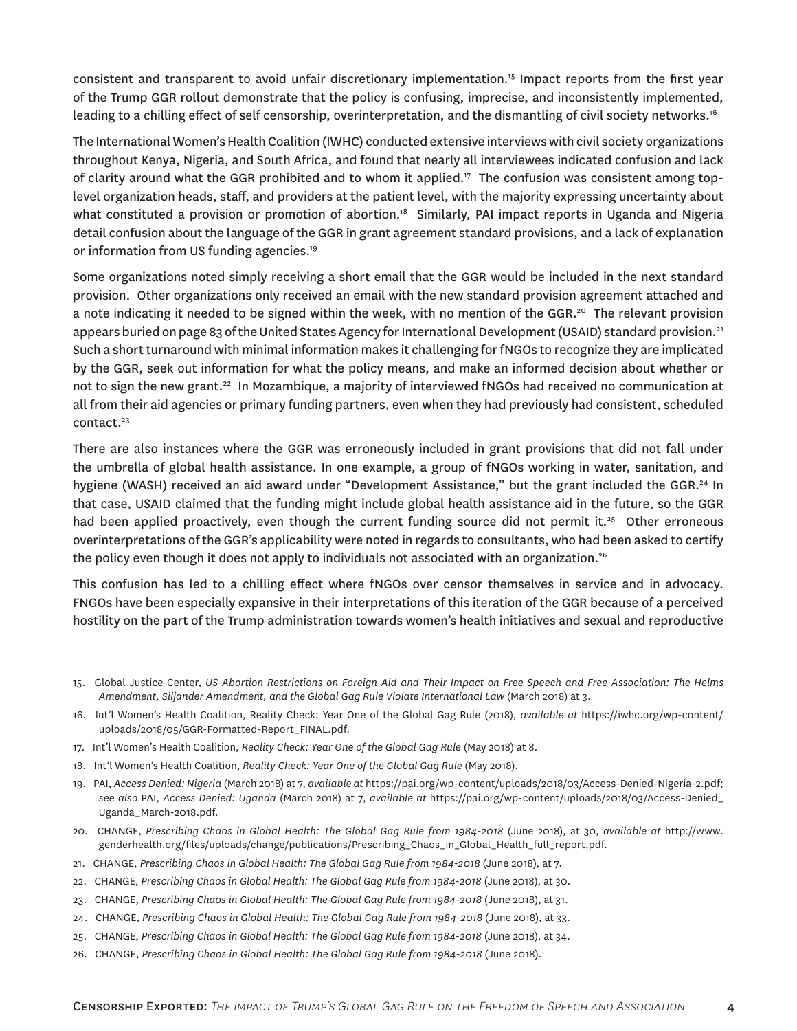consistent and transparent to avoid unfair discretionary implementation.[15] Impact reports from the first year of the Trump GGR rollout demonstrate that the policy is confusing, imprecise, and inconsistently implemented, leading to a chilling effect of self censorship, overinterpretation, and the dismantling of civil society networks.[16]

The International Women's Health Coalition (IWHC) conducted extensive interviews with civil society organizations throughout Kenya, Nigeria, and South Africa, and found that nearly all interviewees indicated confusion and lack of clarity around what the GGR prohibited and to whom it applied.[17] The confusion was consistent among top-level organization heads, staff, and providers at the patient level, with the majority expressing uncertainty about what constituted a provision or promotion of abortion.[18] Similarly, PAI impact reports in Uganda and Nigeria detail confusion about the language of the GGR in grant agreement standard provisions, and a lack of explanation or information from US funding agencies.[19]

Some organizations noted simply receiving a short email that the GGR would be included in the next standard provision. Other organizations only received an email with the new standard provision agreement attached and a note indicating it needed to be signed within the week, with no mention of the GGR.[20] The relevant provision appears buried on page 83 of the United States Agency for International Development (USAID) standard provision.[21] Such a short turnaround with minimal information makes it challenging for fNGOs to recognize they are implicated by the GGR, seek out information for what the policy means, and make an informed decision about whether or not to sign the new grant.[22] In Mozambique, a majority of interviewed fNGOs had received no communication at all from their aid agencies or primary funding partners, even when they had previously had consistent, scheduled contact.[23]

There are also instances where the GGR was erroneously included in grant provisions that did not fall under the umbrella of global health assistance. In one example, a group of fNGOs working in water, sanitation, and hygiene (WASH) received an aid award under "Development Assistance," but the grant included the GGR.[24] In that case, USAID claimed that the funding might include global health assistance aid in the future, so the GGR had been applied proactively, even though the current funding source did not permit it.[25] Other erroneous overinterpretations of the GGR's applicability were noted in regards to consultants, who had been asked to certify the policy even though it does not apply to individuals not associated with an organization.[26]

This confusion has led to a chilling effect where fNGOs over censor themselves in service and in advocacy. FNGOs have been especially expansive in their interpretations of this iteration of the GGR because of a perceived hostility on the part of the Trump administration towards women's health initiatives and sexual and reproductive

---

15. Global Justice Center, *US Abortion Restrictions on Foreign Aid and Their Impact on Free Speech and Free Association: The Helms Amendment, Siljander Amendment, and the Global Gag Rule Violate International Law* (March 2018) at 3.
16. Int'l Women's Health Coalition, Reality Check: Year One of the Global Gag Rule (2018), *available at* https://iwhc.org/wp-content/uploads/2018/05/GGR-Formatted-Report_FINAL.pdf.
17. Int'l Women's Health Coalition, *Reality Check: Year One of the Global Gag Rule* (May 2018) at 8.
18. Int'l Women's Health Coalition, *Reality Check: Year One of the Global Gag Rule* (May 2018).
19. PAI, *Access Denied: Nigeria* (March 2018) at 7, *available at* https://pai.org/wp-content/uploads/2018/03/Access-Denied-Nigeria-2.pdf; *see also* PAI, *Access Denied: Uganda* (March 2018) at 7, *available at* https://pai.org/wp-content/uploads/2018/03/Access-Denied_Uganda_March-2018.pdf.
20. CHANGE, *Prescribing Chaos in Global Health: The Global Gag Rule from 1984-2018* (June 2018), at 30, *available at* http://www.genderhealth.org/files/uploads/change/publications/Prescribing_Chaos_in_Global_Health_full_report.pdf.
21. CHANGE, *Prescribing Chaos in Global Health: The Global Gag Rule from 1984-2018* (June 2018), at 7.
22. CHANGE, *Prescribing Chaos in Global Health: The Global Gag Rule from 1984-2018* (June 2018), at 30.
23. CHANGE, *Prescribing Chaos in Global Health: The Global Gag Rule from 1984-2018* (June 2018), at 31.
24. CHANGE, *Prescribing Chaos in Global Health: The Global Gag Rule from 1984-2018* (June 2018), at 33.
25. CHANGE, *Prescribing Chaos in Global Health: The Global Gag Rule from 1984-2018* (June 2018), at 34.
26. CHANGE, *Prescribing Chaos in Global Health: The Global Gag Rule from 1984-2018* (June 2018).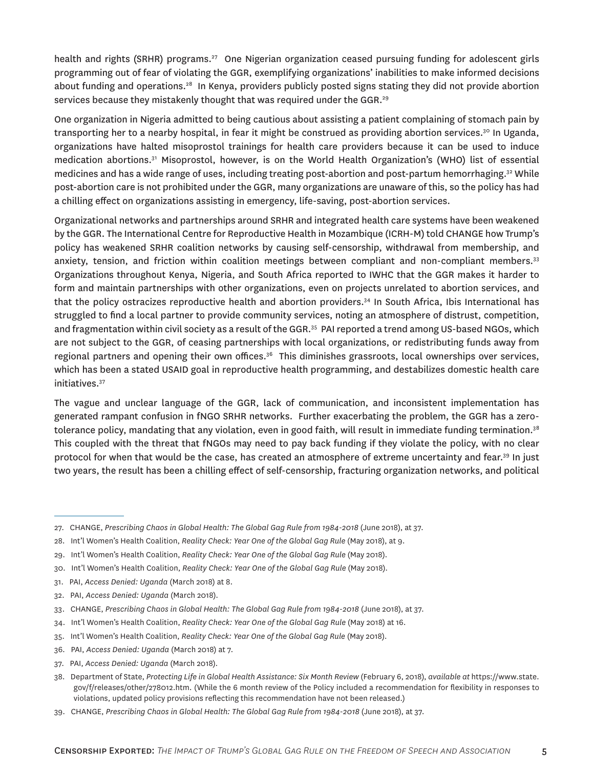health and rights (SRHR) programs.[27] One Nigerian organization ceased pursuing funding for adolescent girls programming out of fear of violating the GGR, exemplifying organizations' inabilities to make informed decisions about funding and operations.[28] In Kenya, providers publicly posted signs stating they did not provide abortion services because they mistakenly thought that was required under the GGR.[29]

One organization in Nigeria admitted to being cautious about assisting a patient complaining of stomach pain by transporting her to a nearby hospital, in fear it might be construed as providing abortion services.[30] In Uganda, organizations have halted misoprostol trainings for health care providers because it can be used to induce medication abortions.[31] Misoprostol, however, is on the World Health Organization's (WHO) list of essential medicines and has a wide range of uses, including treating post-abortion and post-partum hemorrhaging.[32] While post-abortion care is not prohibited under the GGR, many organizations are unaware of this, so the policy has had a chilling effect on organizations assisting in emergency, life-saving, post-abortion services.

Organizational networks and partnerships around SRHR and integrated health care systems have been weakened by the GGR. The International Centre for Reproductive Health in Mozambique (ICRH-M) told CHANGE how Trump's policy has weakened SRHR coalition networks by causing self-censorship, withdrawal from membership, and anxiety, tension, and friction within coalition meetings between compliant and non-compliant members.[33] Organizations throughout Kenya, Nigeria, and South Africa reported to IWHC that the GGR makes it harder to form and maintain partnerships with other organizations, even on projects unrelated to abortion services, and that the policy ostracizes reproductive health and abortion providers.[34] In South Africa, Ibis International has struggled to find a local partner to provide community services, noting an atmosphere of distrust, competition, and fragmentation within civil society as a result of the GGR.[35] PAI reported a trend among US-based NGOs, which are not subject to the GGR, of ceasing partnerships with local organizations, or redistributing funds away from regional partners and opening their own offices.[36] This diminishes grassroots, local ownerships over services, which has been a stated USAID goal in reproductive health programming, and destabilizes domestic health care initiatives.[37]

The vague and unclear language of the GGR, lack of communication, and inconsistent implementation has generated rampant confusion in fNGO SRHR networks. Further exacerbating the problem, the GGR has a zero-tolerance policy, mandating that any violation, even in good faith, will result in immediate funding termination.[38] This coupled with the threat that fNGOs may need to pay back funding if they violate the policy, with no clear protocol for when that would be the case, has created an atmosphere of extreme uncertainty and fear.[39] In just two years, the result has been a chilling effect of self-censorship, fracturing organization networks, and political

---

27. CHANGE, *Prescribing Chaos in Global Health: The Global Gag Rule from 1984-2018* (June 2018), at 37.
28. Int'l Women's Health Coalition, *Reality Check: Year One of the Global Gag Rule* (May 2018), at 9.
29. Int'l Women's Health Coalition, *Reality Check: Year One of the Global Gag Rule* (May 2018).
30. Int'l Women's Health Coalition, *Reality Check: Year One of the Global Gag Rule* (May 2018).
31. PAI, *Access Denied: Uganda* (March 2018) at 8.
32. PAI, *Access Denied: Uganda* (March 2018).
33. CHANGE, *Prescribing Chaos in Global Health: The Global Gag Rule from 1984-2018* (June 2018), at 37.
34. Int'l Women's Health Coalition, *Reality Check: Year One of the Global Gag Rule* (May 2018) at 16.
35. Int'l Women's Health Coalition, *Reality Check: Year One of the Global Gag Rule* (May 2018).
36. PAI, *Access Denied: Uganda* (March 2018) at 7.
37. PAI, *Access Denied: Uganda* (March 2018).
38. Department of State, *Protecting Life in Global Health Assistance: Six Month Review* (February 6, 2018), *available at* https://www.state.gov/f/releases/other/278012.htm. (While the 6 month review of the Policy included a recommendation for flexibility in responses to violations, updated policy provisions reflecting this recommendation have not been released.)
39. CHANGE, *Prescribing Chaos in Global Health: The Global Gag Rule from 1984-2018* (June 2018), at 37.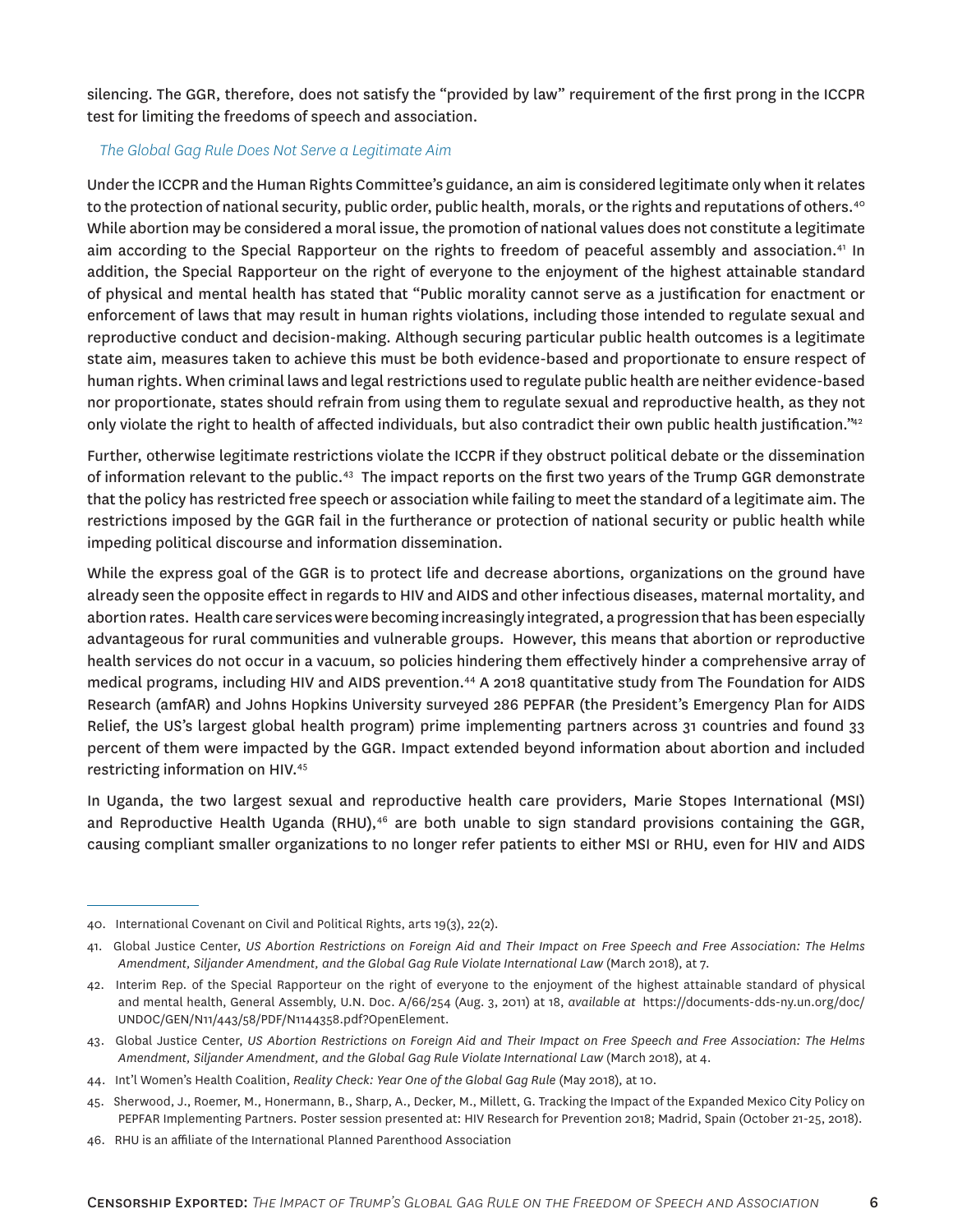silencing. The GGR, therefore, does not satisfy the "provided by law" requirement of the first prong in the ICCPR test for limiting the freedoms of speech and association.

### *The Global Gag Rule Does Not Serve a Legitimate Aim*

Under the ICCPR and the Human Rights Committee's guidance, an aim is considered legitimate only when it relates to the protection of national security, public order, public health, morals, or the rights and reputations of others.[40] While abortion may be considered a moral issue, the promotion of national values does not constitute a legitimate aim according to the Special Rapporteur on the rights to freedom of peaceful assembly and association.[41] In addition, the Special Rapporteur on the right of everyone to the enjoyment of the highest attainable standard of physical and mental health has stated that "Public morality cannot serve as a justification for enactment or enforcement of laws that may result in human rights violations, including those intended to regulate sexual and reproductive conduct and decision-making. Although securing particular public health outcomes is a legitimate state aim, measures taken to achieve this must be both evidence-based and proportionate to ensure respect of human rights. When criminal laws and legal restrictions used to regulate public health are neither evidence-based nor proportionate, states should refrain from using them to regulate sexual and reproductive health, as they not only violate the right to health of affected individuals, but also contradict their own public health justification."[42]

Further, otherwise legitimate restrictions violate the ICCPR if they obstruct political debate or the dissemination of information relevant to the public.[43] The impact reports on the first two years of the Trump GGR demonstrate that the policy has restricted free speech or association while failing to meet the standard of a legitimate aim. The restrictions imposed by the GGR fail in the furtherance or protection of national security or public health while impeding political discourse and information dissemination.

While the express goal of the GGR is to protect life and decrease abortions, organizations on the ground have already seen the opposite effect in regards to HIV and AIDS and other infectious diseases, maternal mortality, and abortion rates. Health care services were becoming increasingly integrated, a progression that has been especially advantageous for rural communities and vulnerable groups. However, this means that abortion or reproductive health services do not occur in a vacuum, so policies hindering them effectively hinder a comprehensive array of medical programs, including HIV and AIDS prevention.[44] A 2018 quantitative study from The Foundation for AIDS Research (amfAR) and Johns Hopkins University surveyed 286 PEPFAR (the President's Emergency Plan for AIDS Relief, the US's largest global health program) prime implementing partners across 31 countries and found 33 percent of them were impacted by the GGR. Impact extended beyond information about abortion and included restricting information on HIV.[45]

In Uganda, the two largest sexual and reproductive health care providers, Marie Stopes International (MSI) and Reproductive Health Uganda (RHU),[46] are both unable to sign standard provisions containing the GGR, causing compliant smaller organizations to no longer refer patients to either MSI or RHU, even for HIV and AIDS

---

40. International Covenant on Civil and Political Rights, arts 19(3), 22(2).

41. Global Justice Center, *US Abortion Restrictions on Foreign Aid and Their Impact on Free Speech and Free Association: The Helms Amendment, Siljander Amendment, and the Global Gag Rule Violate International Law* (March 2018), at 7.

42. Interim Rep. of the Special Rapporteur on the right of everyone to the enjoyment of the highest attainable standard of physical and mental health, General Assembly, U.N. Doc. A/66/254 (Aug. 3, 2011) at 18, *available at* https://documents-dds-ny.un.org/doc/UNDOC/GEN/N11/443/58/PDF/N1144358.pdf?OpenElement.

43. Global Justice Center, *US Abortion Restrictions on Foreign Aid and Their Impact on Free Speech and Free Association: The Helms Amendment, Siljander Amendment, and the Global Gag Rule Violate International Law* (March 2018), at 4.

44. Int'l Women's Health Coalition, *Reality Check: Year One of the Global Gag Rule* (May 2018), at 10.

45. Sherwood, J., Roemer, M., Honermann, B., Sharp, A., Decker, M., Millett, G. Tracking the Impact of the Expanded Mexico City Policy on PEPFAR Implementing Partners. Poster session presented at: HIV Research for Prevention 2018; Madrid, Spain (October 21-25, 2018).

46. RHU is an affiliate of the International Planned Parenthood Association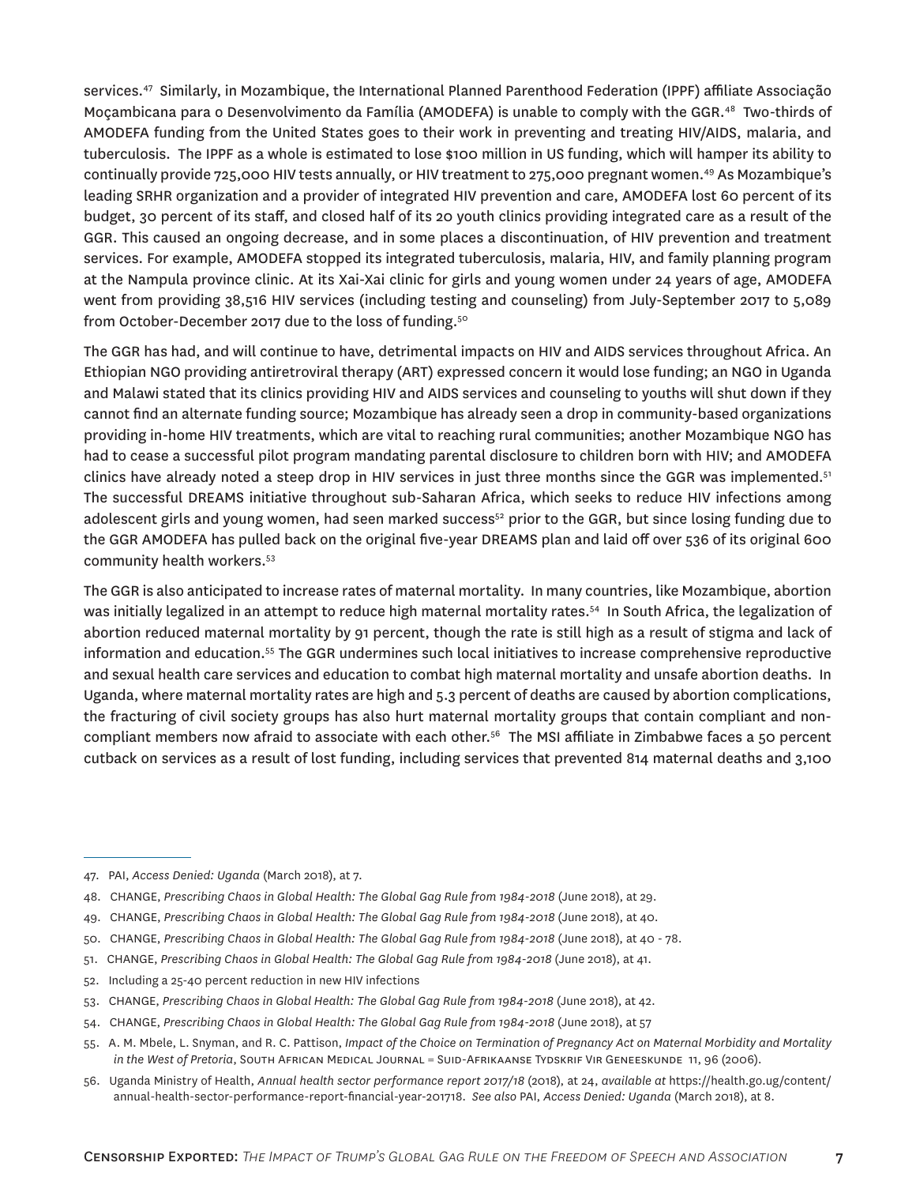services.[47] Similarly, in Mozambique, the International Planned Parenthood Federation (IPPF) affiliate Associação Moçambicana para o Desenvolvimento da Família (AMODEFA) is unable to comply with the GGR.[48] Two-thirds of AMODEFA funding from the United States goes to their work in preventing and treating HIV/AIDS, malaria, and tuberculosis. The IPPF as a whole is estimated to lose $100 million in US funding, which will hamper its ability to continually provide 725,000 HIV tests annually, or HIV treatment to 275,000 pregnant women.[49] As Mozambique's leading SRHR organization and a provider of integrated HIV prevention and care, AMODEFA lost 60 percent of its budget, 30 percent of its staff, and closed half of its 20 youth clinics providing integrated care as a result of the GGR. This caused an ongoing decrease, and in some places a discontinuation, of HIV prevention and treatment services. For example, AMODEFA stopped its integrated tuberculosis, malaria, HIV, and family planning program at the Nampula province clinic. At its Xai-Xai clinic for girls and young women under 24 years of age, AMODEFA went from providing 38,516 HIV services (including testing and counseling) from July-September 2017 to 5,089 from October-December 2017 due to the loss of funding.[50]

The GGR has had, and will continue to have, detrimental impacts on HIV and AIDS services throughout Africa. An Ethiopian NGO providing antiretroviral therapy (ART) expressed concern it would lose funding; an NGO in Uganda and Malawi stated that its clinics providing HIV and AIDS services and counseling to youths will shut down if they cannot find an alternate funding source; Mozambique has already seen a drop in community-based organizations providing in-home HIV treatments, which are vital to reaching rural communities; another Mozambique NGO has had to cease a successful pilot program mandating parental disclosure to children born with HIV; and AMODEFA clinics have already noted a steep drop in HIV services in just three months since the GGR was implemented.[51] The successful DREAMS initiative throughout sub-Saharan Africa, which seeks to reduce HIV infections among adolescent girls and young women, had seen marked success[52] prior to the GGR, but since losing funding due to the GGR AMODEFA has pulled back on the original five-year DREAMS plan and laid off over 536 of its original 600 community health workers.[53]

The GGR is also anticipated to increase rates of maternal mortality. In many countries, like Mozambique, abortion was initially legalized in an attempt to reduce high maternal mortality rates.[54] In South Africa, the legalization of abortion reduced maternal mortality by 91 percent, though the rate is still high as a result of stigma and lack of information and education.[55] The GGR undermines such local initiatives to increase comprehensive reproductive and sexual health care services and education to combat high maternal mortality and unsafe abortion deaths. In Uganda, where maternal mortality rates are high and 5.3 percent of deaths are caused by abortion complications, the fracturing of civil society groups has also hurt maternal mortality groups that contain compliant and non-compliant members now afraid to associate with each other.[56] The MSI affiliate in Zimbabwe faces a 50 percent cutback on services as a result of lost funding, including services that prevented 814 maternal deaths and 3,100

---

47. PAI, *Access Denied: Uganda* (March 2018), at 7.
48. CHANGE, *Prescribing Chaos in Global Health: The Global Gag Rule from 1984-2018* (June 2018), at 29.
49. CHANGE, *Prescribing Chaos in Global Health: The Global Gag Rule from 1984-2018* (June 2018), at 40.
50. CHANGE, *Prescribing Chaos in Global Health: The Global Gag Rule from 1984-2018* (June 2018), at 40 - 78.
51. CHANGE, *Prescribing Chaos in Global Health: The Global Gag Rule from 1984-2018* (June 2018), at 41.
52. Including a 25-40 percent reduction in new HIV infections
53. CHANGE, *Prescribing Chaos in Global Health: The Global Gag Rule from 1984-2018* (June 2018), at 42.
54. CHANGE, *Prescribing Chaos in Global Health: The Global Gag Rule from 1984-2018* (June 2018), at 57
55. A. M. Mbele, L. Snyman, and R. C. Pattison, *Impact of the Choice on Termination of Pregnancy Act on Maternal Morbidity and Mortality in the West of Pretoria*, South African Medical Journal = Suid-Afrikaanse Tydskrif Vir Geneeskunde 11, 96 (2006).
56. Uganda Ministry of Health, *Annual health sector performance report 2017/18* (2018), at 24, *available at* https://health.go.ug/content/annual-health-sector-performance-report-financial-year-201718. *See also* PAI, *Access Denied: Uganda* (March 2018), at 8.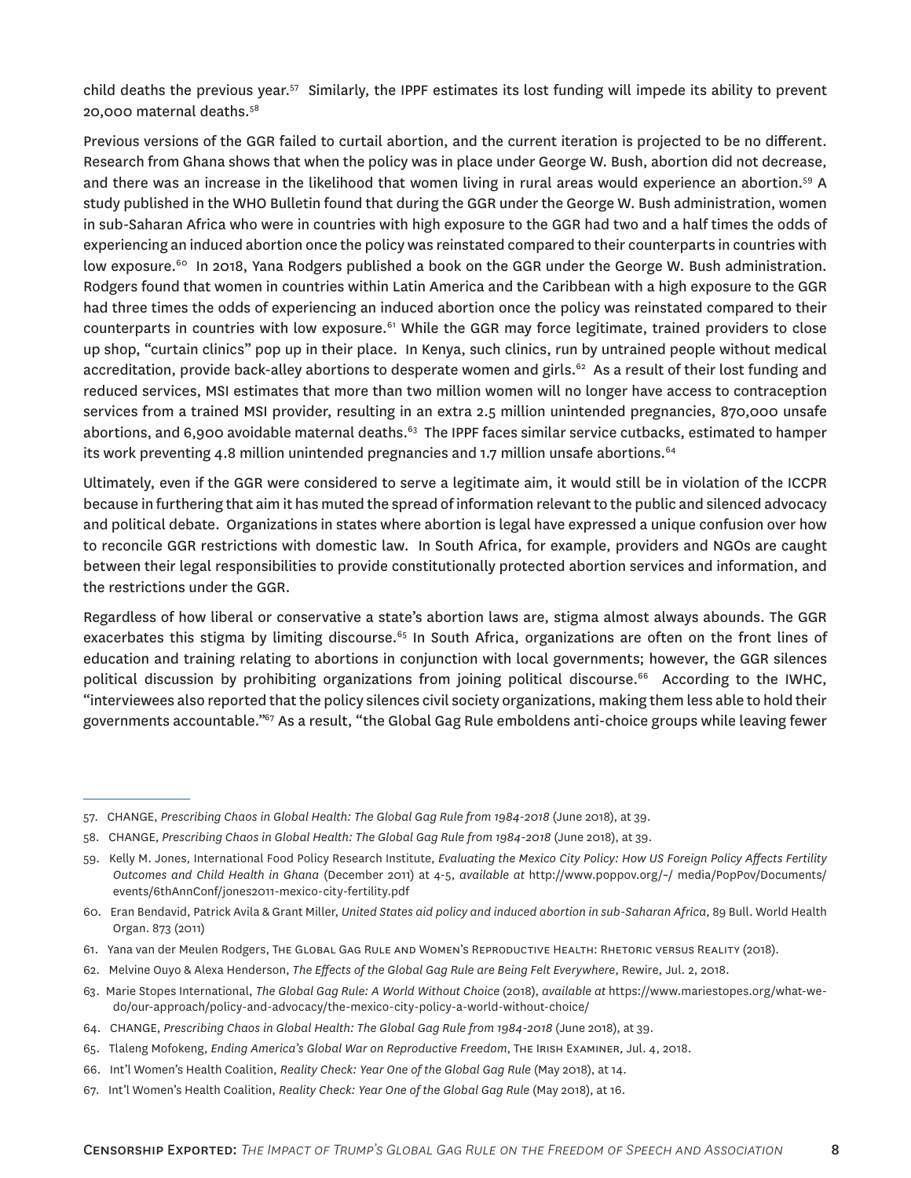child deaths the previous year.[57] Similarly, the IPPF estimates its lost funding will impede its ability to prevent 20,000 maternal deaths.[58]

Previous versions of the GGR failed to curtail abortion, and the current iteration is projected to be no different. Research from Ghana shows that when the policy was in place under George W. Bush, abortion did not decrease, and there was an increase in the likelihood that women living in rural areas would experience an abortion.[59] A study published in the WHO Bulletin found that during the GGR under the George W. Bush administration, women in sub-Saharan Africa who were in countries with high exposure to the GGR had two and a half times the odds of experiencing an induced abortion once the policy was reinstated compared to their counterparts in countries with low exposure.[60] In 2018, Yana Rodgers published a book on the GGR under the George W. Bush administration. Rodgers found that women in countries within Latin America and the Caribbean with a high exposure to the GGR had three times the odds of experiencing an induced abortion once the policy was reinstated compared to their counterparts in countries with low exposure.[61] While the GGR may force legitimate, trained providers to close up shop, "curtain clinics" pop up in their place. In Kenya, such clinics, run by untrained people without medical accreditation, provide back-alley abortions to desperate women and girls.[62] As a result of their lost funding and reduced services, MSI estimates that more than two million women will no longer have access to contraception services from a trained MSI provider, resulting in an extra 2.5 million unintended pregnancies, 870,000 unsafe abortions, and 6,900 avoidable maternal deaths.[63] The IPPF faces similar service cutbacks, estimated to hamper its work preventing 4.8 million unintended pregnancies and 1.7 million unsafe abortions.[64]

Ultimately, even if the GGR were considered to serve a legitimate aim, it would still be in violation of the ICCPR because in furthering that aim it has muted the spread of information relevant to the public and silenced advocacy and political debate. Organizations in states where abortion is legal have expressed a unique confusion over how to reconcile GGR restrictions with domestic law. In South Africa, for example, providers and NGOs are caught between their legal responsibilities to provide constitutionally protected abortion services and information, and the restrictions under the GGR.

Regardless of how liberal or conservative a state's abortion laws are, stigma almost always abounds. The GGR exacerbates this stigma by limiting discourse.[65] In South Africa, organizations are often on the front lines of education and training relating to abortions in conjunction with local governments; however, the GGR silences political discussion by prohibiting organizations from joining political discourse.[66] According to the IWHC, "interviewees also reported that the policy silences civil society organizations, making them less able to hold their governments accountable."[67] As a result, "the Global Gag Rule emboldens anti-choice groups while leaving fewer

---

57. CHANGE, *Prescribing Chaos in Global Health: The Global Gag Rule from 1984-2018* (June 2018), at 39.

58. CHANGE, *Prescribing Chaos in Global Health: The Global Gag Rule from 1984-2018* (June 2018), at 39.

59. Kelly M. Jones, International Food Policy Research Institute, *Evaluating the Mexico City Policy: How US Foreign Policy Affects Fertility Outcomes and Child Health in Ghana* (December 2011) at 4-5, *available at* http://www.poppov.org/~/ media/PopPov/Documents/ events/6thAnnConf/jones2011-mexico-city-fertility.pdf

60. Eran Bendavid, Patrick Avila & Grant Miller, *United States aid policy and induced abortion in sub-Saharan Africa*, 89 Bull. World Health Organ. 873 (2011)

61. Yana van der Meulen Rodgers, The Global Gag Rule and Women's Reproductive Health: Rhetoric versus Reality (2018).

62. Melvine Ouyo & Alexa Henderson, *The Effects of the Global Gag Rule are Being Felt Everywhere*, Rewire, Jul. 2, 2018.

63. Marie Stopes International, *The Global Gag Rule: A World Without Choice* (2018), *available at* https://www.mariestopes.org/what-we-do/our-approach/policy-and-advocacy/the-mexico-city-policy-a-world-without-choice/

64. CHANGE, *Prescribing Chaos in Global Health: The Global Gag Rule from 1984-2018* (June 2018), at 39.

65. Tlaleng Mofokeng, *Ending America's Global War on Reproductive Freedom*, The Irish Examiner, Jul. 4, 2018.

66. Int'l Women's Health Coalition, *Reality Check: Year One of the Global Gag Rule* (May 2018), at 14.

67. Int'l Women's Health Coalition, *Reality Check: Year One of the Global Gag Rule* (May 2018), at 16.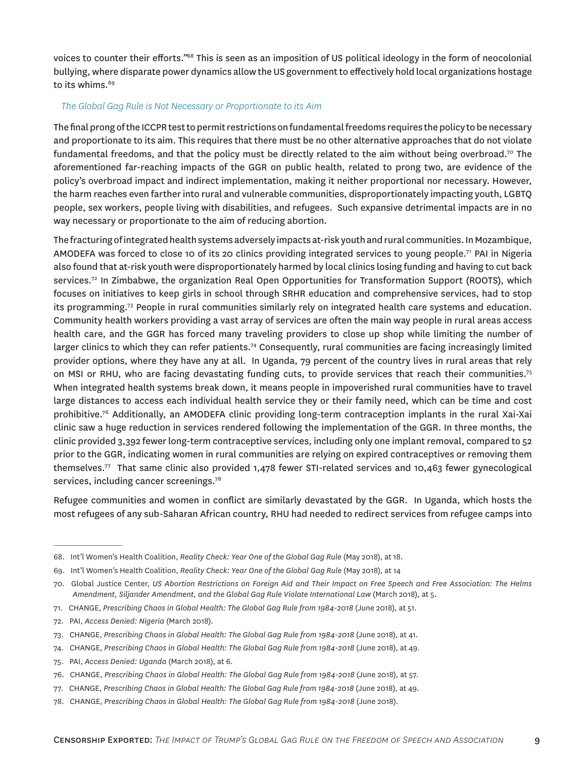voices to counter their efforts."[68] This is seen as an imposition of US political ideology in the form of neocolonial bullying, where disparate power dynamics allow the US government to effectively hold local organizations hostage to its whims.[69]

### *The Global Gag Rule is Not Necessary or Proportionate to its Aim*

The final prong of the ICCPR test to permit restrictions on fundamental freedoms requires the policy to be necessary and proportionate to its aim. This requires that there must be no other alternative approaches that do not violate fundamental freedoms, and that the policy must be directly related to the aim without being overbroad.[70] The aforementioned far-reaching impacts of the GGR on public health, related to prong two, are evidence of the policy's overbroad impact and indirect implementation, making it neither proportional nor necessary. However, the harm reaches even farther into rural and vulnerable communities, disproportionately impacting youth, LGBTQ people, sex workers, people living with disabilities, and refugees. Such expansive detrimental impacts are in no way necessary or proportionate to the aim of reducing abortion.

The fracturing of integrated health systems adversely impacts at-risk youth and rural communities. In Mozambique, AMODEFA was forced to close 10 of its 20 clinics providing integrated services to young people.[71] PAI in Nigeria also found that at-risk youth were disproportionately harmed by local clinics losing funding and having to cut back services.[72] In Zimbabwe, the organization Real Open Opportunities for Transformation Support (ROOTS), which focuses on initiatives to keep girls in school through SRHR education and comprehensive services, had to stop its programming.[73] People in rural communities similarly rely on integrated health care systems and education. Community health workers providing a vast array of services are often the main way people in rural areas access health care, and the GGR has forced many traveling providers to close up shop while limiting the number of larger clinics to which they can refer patients.[74] Consequently, rural communities are facing increasingly limited provider options, where they have any at all. In Uganda, 79 percent of the country lives in rural areas that rely on MSI or RHU, who are facing devastating funding cuts, to provide services that reach their communities.[75] When integrated health systems break down, it means people in impoverished rural communities have to travel large distances to access each individual health service they or their family need, which can be time and cost prohibitive.[76] Additionally, an AMODEFA clinic providing long-term contraception implants in the rural Xai-Xai clinic saw a huge reduction in services rendered following the implementation of the GGR. In three months, the clinic provided 3,392 fewer long-term contraceptive services, including only one implant removal, compared to 52 prior to the GGR, indicating women in rural communities are relying on expired contraceptives or removing them themselves.[77] That same clinic also provided 1,478 fewer STI-related services and 10,463 fewer gynecological services, including cancer screenings.[78]

Refugee communities and women in conflict are similarly devastated by the GGR. In Uganda, which hosts the most refugees of any sub-Saharan African country, RHU had needed to redirect services from refugee camps into

---

68. Int'l Women's Health Coalition, *Reality Check: Year One of the Global Gag Rule* (May 2018), at 18.
69. Int'l Women's Health Coalition, *Reality Check: Year One of the Global Gag Rule* (May 2018), at 14
70. Global Justice Center, *US Abortion Restrictions on Foreign Aid and Their Impact on Free Speech and Free Association: The Helms Amendment, Siljander Amendment, and the Global Gag Rule Violate International Law* (March 2018), at 5.
71. CHANGE, *Prescribing Chaos in Global Health: The Global Gag Rule from 1984-2018* (June 2018), at 51.
72. PAI, *Access Denied: Nigeria* (March 2018).
73. CHANGE, *Prescribing Chaos in Global Health: The Global Gag Rule from 1984-2018* (June 2018), at 41.
74. CHANGE, *Prescribing Chaos in Global Health: The Global Gag Rule from 1984-2018* (June 2018), at 49.
75. PAI, *Access Denied: Uganda* (March 2018), at 6.
76. CHANGE, *Prescribing Chaos in Global Health: The Global Gag Rule from 1984-2018* (June 2018), at 57.
77. CHANGE, *Prescribing Chaos in Global Health: The Global Gag Rule from 1984-2018* (June 2018), at 49.
78. CHANGE, *Prescribing Chaos in Global Health: The Global Gag Rule from 1984-2018* (June 2018).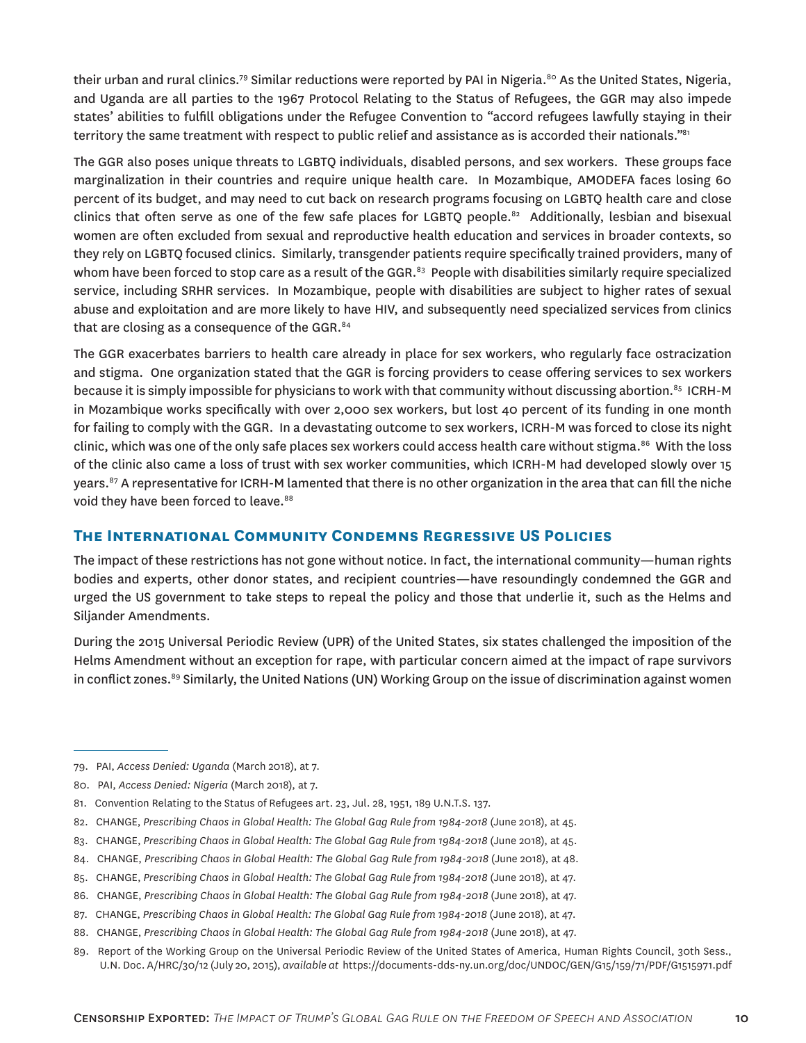their urban and rural clinics.[79] Similar reductions were reported by PAI in Nigeria.[80] As the United States, Nigeria, and Uganda are all parties to the 1967 Protocol Relating to the Status of Refugees, the GGR may also impede states' abilities to fulfill obligations under the Refugee Convention to "accord refugees lawfully staying in their territory the same treatment with respect to public relief and assistance as is accorded their nationals."[81]

The GGR also poses unique threats to LGBTQ individuals, disabled persons, and sex workers. These groups face marginalization in their countries and require unique health care. In Mozambique, AMODEFA faces losing 60 percent of its budget, and may need to cut back on research programs focusing on LGBTQ health care and close clinics that often serve as one of the few safe places for LGBTQ people.[82] Additionally, lesbian and bisexual women are often excluded from sexual and reproductive health education and services in broader contexts, so they rely on LGBTQ focused clinics. Similarly, transgender patients require specifically trained providers, many of whom have been forced to stop care as a result of the GGR.[83] People with disabilities similarly require specialized service, including SRHR services. In Mozambique, people with disabilities are subject to higher rates of sexual abuse and exploitation and are more likely to have HIV, and subsequently need specialized services from clinics that are closing as a consequence of the GGR.[84]

The GGR exacerbates barriers to health care already in place for sex workers, who regularly face ostracization and stigma. One organization stated that the GGR is forcing providers to cease offering services to sex workers because it is simply impossible for physicians to work with that community without discussing abortion.[85] ICRH-M in Mozambique works specifically with over 2,000 sex workers, but lost 40 percent of its funding in one month for failing to comply with the GGR. In a devastating outcome to sex workers, ICRH-M was forced to close its night clinic, which was one of the only safe places sex workers could access health care without stigma.[86] With the loss of the clinic also came a loss of trust with sex worker communities, which ICRH-M had developed slowly over 15 years.[87] A representative for ICRH-M lamented that there is no other organization in the area that can fill the niche void they have been forced to leave.[88]

## The International Community Condemns Regressive US Policies

The impact of these restrictions has not gone without notice. In fact, the international community—human rights bodies and experts, other donor states, and recipient countries—have resoundingly condemned the GGR and urged the US government to take steps to repeal the policy and those that underlie it, such as the Helms and Siljander Amendments.

During the 2015 Universal Periodic Review (UPR) of the United States, six states challenged the imposition of the Helms Amendment without an exception for rape, with particular concern aimed at the impact of rape survivors in conflict zones.[89] Similarly, the United Nations (UN) Working Group on the issue of discrimination against women

---

79. PAI, *Access Denied: Uganda* (March 2018), at 7.

80. PAI, *Access Denied: Nigeria* (March 2018), at 7.

81. Convention Relating to the Status of Refugees art. 23, Jul. 28, 1951, 189 U.N.T.S. 137.

82. CHANGE, *Prescribing Chaos in Global Health: The Global Gag Rule from 1984-2018* (June 2018), at 45.

83. CHANGE, *Prescribing Chaos in Global Health: The Global Gag Rule from 1984-2018* (June 2018), at 45.

84. CHANGE, *Prescribing Chaos in Global Health: The Global Gag Rule from 1984-2018* (June 2018), at 48.

85. CHANGE, *Prescribing Chaos in Global Health: The Global Gag Rule from 1984-2018* (June 2018), at 47.

86. CHANGE, *Prescribing Chaos in Global Health: The Global Gag Rule from 1984-2018* (June 2018), at 47.

87. CHANGE, *Prescribing Chaos in Global Health: The Global Gag Rule from 1984-2018* (June 2018), at 47.

88. CHANGE, *Prescribing Chaos in Global Health: The Global Gag Rule from 1984-2018* (June 2018), at 47.

89. Report of the Working Group on the Universal Periodic Review of the United States of America, Human Rights Council, 30th Sess., U.N. Doc. A/HRC/30/12 (July 20, 2015), *available at* https://documents-dds-ny.un.org/doc/UNDOC/GEN/G15/159/71/PDF/G1515971.pdf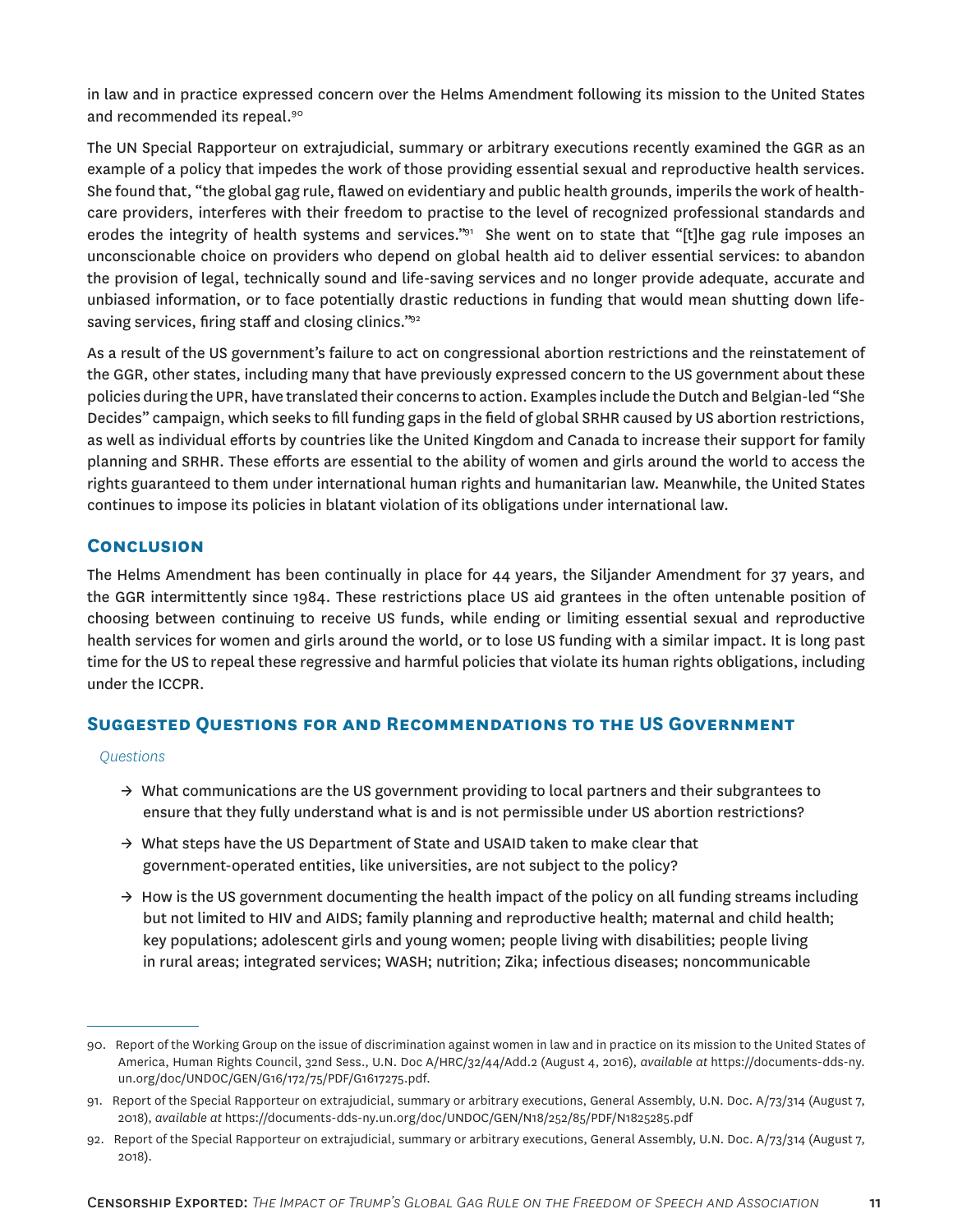in law and in practice expressed concern over the Helms Amendment following its mission to the United States and recommended its repeal.[90]

The UN Special Rapporteur on extrajudicial, summary or arbitrary executions recently examined the GGR as an example of a policy that impedes the work of those providing essential sexual and reproductive health services. She found that, "the global gag rule, flawed on evidentiary and public health grounds, imperils the work of health-care providers, interferes with their freedom to practise to the level of recognized professional standards and erodes the integrity of health systems and services."[91] She went on to state that "[t]he gag rule imposes an unconscionable choice on providers who depend on global health aid to deliver essential services: to abandon the provision of legal, technically sound and life-saving services and no longer provide adequate, accurate and unbiased information, or to face potentially drastic reductions in funding that would mean shutting down life-saving services, firing staff and closing clinics."[92]

As a result of the US government's failure to act on congressional abortion restrictions and the reinstatement of the GGR, other states, including many that have previously expressed concern to the US government about these policies during the UPR, have translated their concerns to action. Examples include the Dutch and Belgian-led "She Decides" campaign, which seeks to fill funding gaps in the field of global SRHR caused by US abortion restrictions, as well as individual efforts by countries like the United Kingdom and Canada to increase their support for family planning and SRHR. These efforts are essential to the ability of women and girls around the world to access the rights guaranteed to them under international human rights and humanitarian law. Meanwhile, the United States continues to impose its policies in blatant violation of its obligations under international law.

## Conclusion

The Helms Amendment has been continually in place for 44 years, the Siljander Amendment for 37 years, and the GGR intermittently since 1984. These restrictions place US aid grantees in the often untenable position of choosing between continuing to receive US funds, while ending or limiting essential sexual and reproductive health services for women and girls around the world, or to lose US funding with a similar impact. It is long past time for the US to repeal these regressive and harmful policies that violate its human rights obligations, including under the ICCPR.

## Suggested Questions for and Recommendations to the US Government

*Questions*

- → What communications are the US government providing to local partners and their subgrantees to ensure that they fully understand what is and is not permissible under US abortion restrictions?
- → What steps have the US Department of State and USAID taken to make clear that government-operated entities, like universities, are not subject to the policy?
- → How is the US government documenting the health impact of the policy on all funding streams including but not limited to HIV and AIDS; family planning and reproductive health; maternal and child health; key populations; adolescent girls and young women; people living with disabilities; people living in rural areas; integrated services; WASH; nutrition; Zika; infectious diseases; noncommunicable

---

90. Report of the Working Group on the issue of discrimination against women in law and in practice on its mission to the United States of America, Human Rights Council, 32nd Sess., U.N. Doc A/HRC/32/44/Add.2 (August 4, 2016), *available at* https://documents-dds-ny.un.org/doc/UNDOC/GEN/G16/172/75/PDF/G1617275.pdf.

91. Report of the Special Rapporteur on extrajudicial, summary or arbitrary executions, General Assembly, U.N. Doc. A/73/314 (August 7, 2018), *available at* https://documents-dds-ny.un.org/doc/UNDOC/GEN/N18/252/85/PDF/N1825285.pdf

92. Report of the Special Rapporteur on extrajudicial, summary or arbitrary executions, General Assembly, U.N. Doc. A/73/314 (August 7, 2018).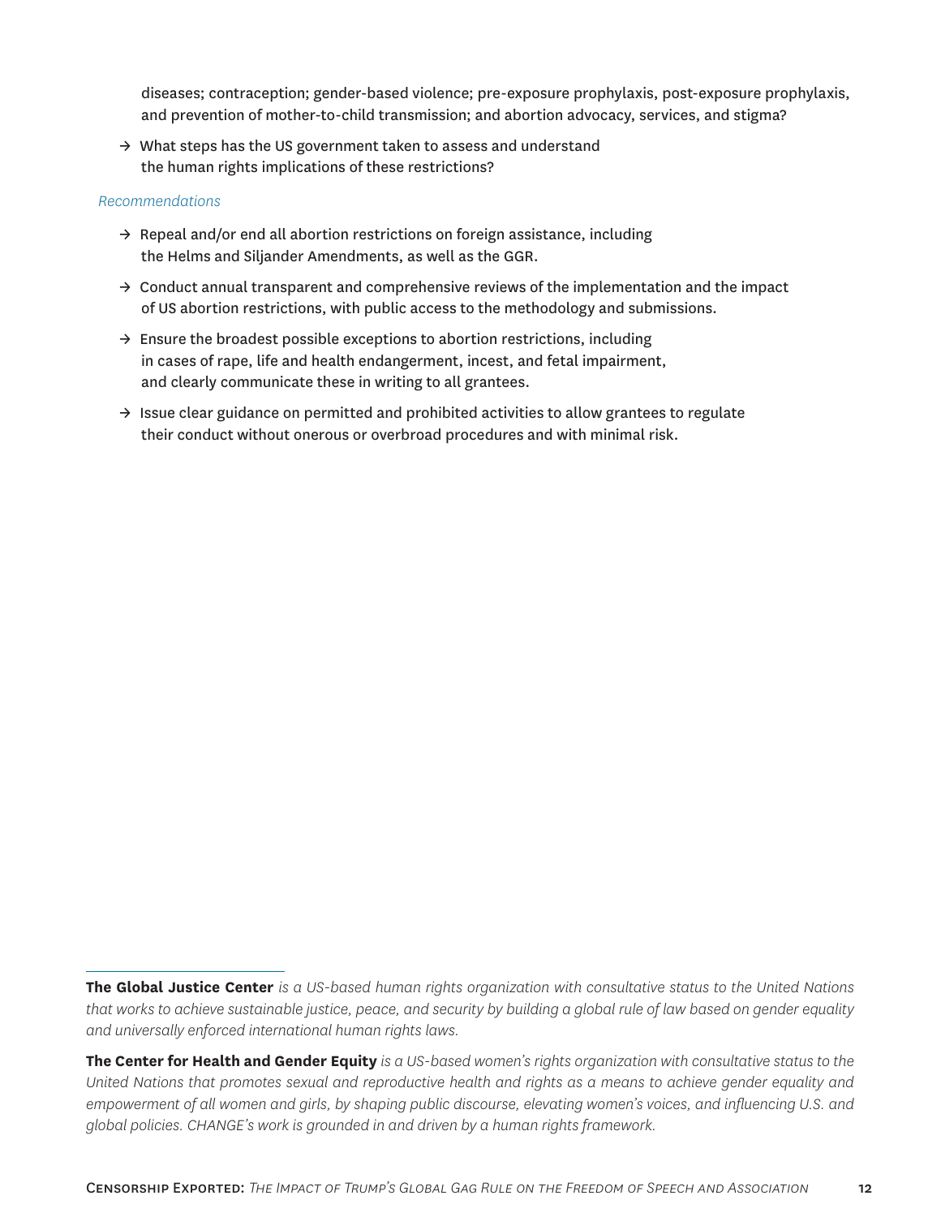diseases; contraception; gender-based violence; pre-exposure prophylaxis, post-exposure prophylaxis, and prevention of mother-to-child transmission; and abortion advocacy, services, and stigma?

→ What steps has the US government taken to assess and understand the human rights implications of these restrictions?

*Recommendations*

→ Repeal and/or end all abortion restrictions on foreign assistance, including the Helms and Siljander Amendments, as well as the GGR.

→ Conduct annual transparent and comprehensive reviews of the implementation and the impact of US abortion restrictions, with public access to the methodology and submissions.

→ Ensure the broadest possible exceptions to abortion restrictions, including in cases of rape, life and health endangerment, incest, and fetal impairment, and clearly communicate these in writing to all grantees.

→ Issue clear guidance on permitted and prohibited activities to allow grantees to regulate their conduct without onerous or overbroad procedures and with minimal risk.

---

**The Global Justice Center** *is a US-based human rights organization with consultative status to the United Nations that works to achieve sustainable justice, peace, and security by building a global rule of law based on gender equality and universally enforced international human rights laws.*

**The Center for Health and Gender Equity** *is a US-based women's rights organization with consultative status to the United Nations that promotes sexual and reproductive health and rights as a means to achieve gender equality and empowerment of all women and girls, by shaping public discourse, elevating women's voices, and influencing U.S. and global policies. CHANGE's work is grounded in and driven by a human rights framework.*